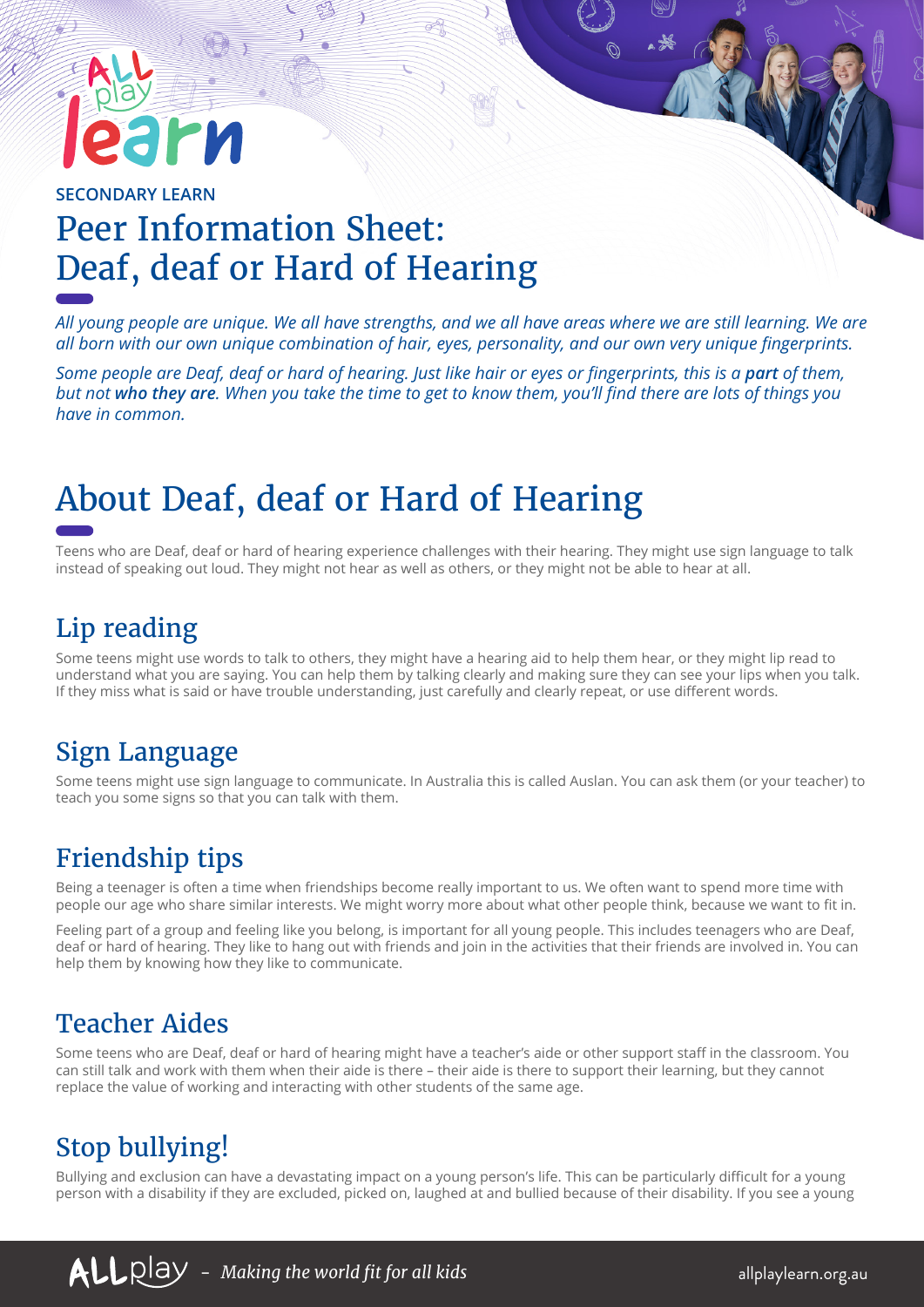SECONDARY LEARN

# Peer Information Sheet: Deaf, deaf or Hard of Hearing

*All young people are unique. We all have strengths, and we all have areas where we are still learning. We are all born with our own unique combination of hair, eyes, personality, and our own very unique fingerprints.*

*Some people are Deaf, deaf or hard of hearing. Just like hair or eyes or fingerprints, this is a* ***part*** *of them, but not* ***who they are****. When you take the time to get to know them, you'll find there are lots of things you have in common.*

## About Deaf, deaf or Hard of Hearing

Teens who are Deaf, deaf or hard of hearing experience challenges with their hearing. They might use sign language to talk instead of speaking out loud. They might not hear as well as others, or they might not be able to hear at all.

### Lip reading

Some teens might use words to talk to others, they might have a hearing aid to help them hear, or they might lip read to understand what you are saying. You can help them by talking clearly and making sure they can see your lips when you talk. If they miss what is said or have trouble understanding, just carefully and clearly repeat, or use different words.

### Sign Language

Some teens might use sign language to communicate. In Australia this is called Auslan. You can ask them (or your teacher) to teach you some signs so that you can talk with them.

### Friendship tips

Being a teenager is often a time when friendships become really important to us. We often want to spend more time with people our age who share similar interests. We might worry more about what other people think, because we want to fit in.

Feeling part of a group and feeling like you belong, is important for all young people. This includes teenagers who are Deaf, deaf or hard of hearing. They like to hang out with friends and join in the activities that their friends are involved in. You can help them by knowing how they like to communicate.

### Teacher Aides

Some teens who are Deaf, deaf or hard of hearing might have a teacher's aide or other support staff in the classroom. You can still talk and work with them when their aide is there – their aide is there to support their learning, but they cannot replace the value of working and interacting with other students of the same age.

### Stop bullying!

Bullying and exclusion can have a devastating impact on a young person's life. This can be particularly difficult for a young person with a disability if they are excluded, picked on, laughed at and bullied because of their disability. If you see a young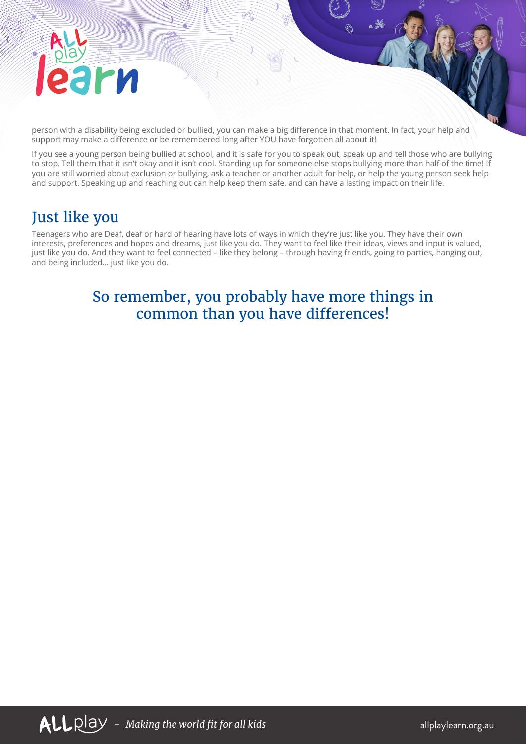person with a disability being excluded or bullied, you can make a big difference in that moment. In fact, your help and support may make a difference or be remembered long after YOU have forgotten all about it!

If you see a young person being bullied at school, and it is safe for you to speak out, speak up and tell those who are bullying to stop. Tell them that it isn't okay and it isn't cool. Standing up for someone else stops bullying more than half of the time! If you are still worried about exclusion or bullying, ask a teacher or another adult for help, or help the young person seek help and support. Speaking up and reaching out can help keep them safe, and can have a lasting impact on their life.

## Just like you

Teenagers who are Deaf, deaf or hard of hearing have lots of ways in which they're just like you. They have their own interests, preferences and hopes and dreams, just like you do. They want to feel like their ideas, views and input is valued, just like you do. And they want to feel connected – like they belong – through having friends, going to parties, hanging out, and being included… just like you do.

### So remember, you probably have more things in common than you have differences!